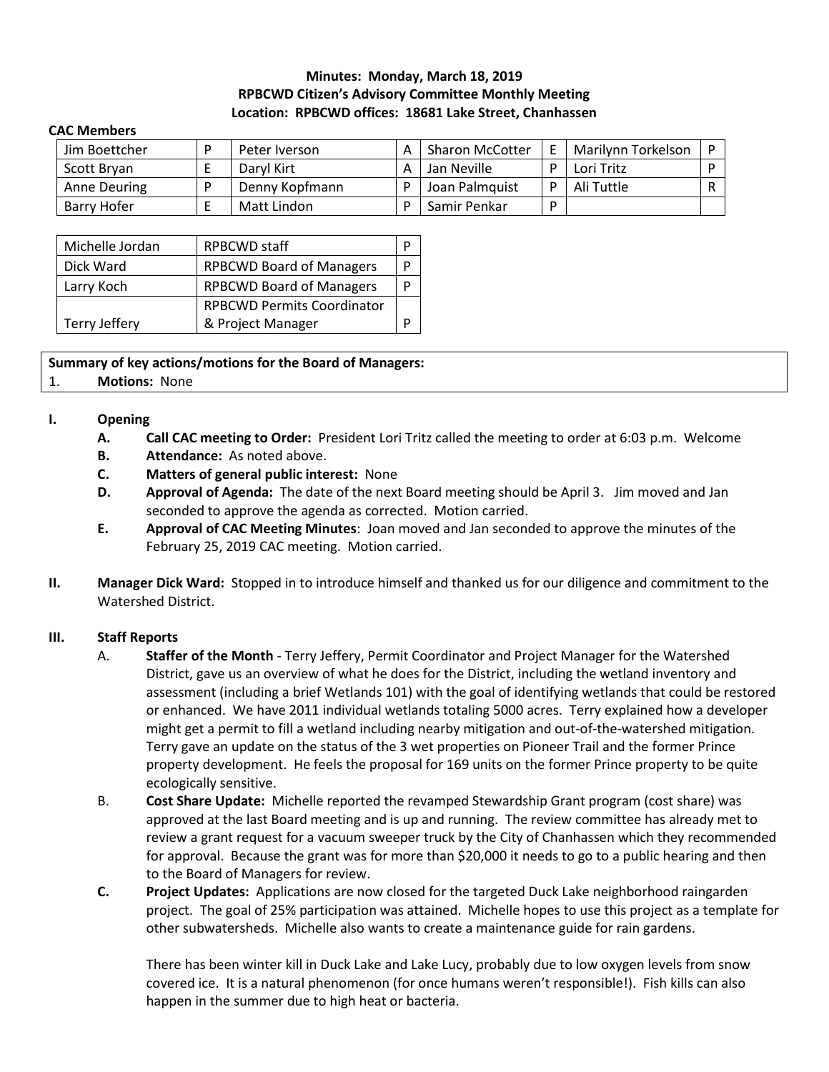**Minutes: Monday, March 18, 2019**
**RPBCWD Citizen's Advisory Committee Monthly Meeting**
**Location: RPBCWD offices: 18681 Lake Street, Chanhassen**

**CAC Members**

| | | | | | | | |
|---|---|---|---|---|---|---|---|
| Jim Boettcher | P | Peter Iverson | A | Sharon McCotter | E | Marilynn Torkelson | P |
| Scott Bryan | E | Daryl Kirt | A | Jan Neville | P | Lori Tritz | P |
| Anne Deuring | P | Denny Kopfmann | P | Joan Palmquist | P | Ali Tuttle | R |
| Barry Hofer | E | Matt Lindon | P | Samir Penkar | P | | |

| | | |
|---|---|---|
| Michelle Jordan | RPBCWD staff | P |
| Dick Ward | RPBCWD Board of Managers | P |
| Larry Koch | RPBCWD Board of Managers | P |
| Terry Jeffery | RPBCWD Permits Coordinator & Project Manager | P |

**Summary of key actions/motions for the Board of Managers:**

1. **Motions:** None

**I. Opening**

- **A. Call CAC meeting to Order:** President Lori Tritz called the meeting to order at 6:03 p.m. Welcome
- **B. Attendance:** As noted above.
- **C. Matters of general public interest:** None
- **D. Approval of Agenda:** The date of the next Board meeting should be April 3. Jim moved and Jan seconded to approve the agenda as corrected. Motion carried.
- **E. Approval of CAC Meeting Minutes**: Joan moved and Jan seconded to approve the minutes of the February 25, 2019 CAC meeting. Motion carried.

**II. Manager Dick Ward:** Stopped in to introduce himself and thanked us for our diligence and commitment to the Watershed District.

**III. Staff Reports**

- A. **Staffer of the Month** - Terry Jeffery, Permit Coordinator and Project Manager for the Watershed District, gave us an overview of what he does for the District, including the wetland inventory and assessment (including a brief Wetlands 101) with the goal of identifying wetlands that could be restored or enhanced. We have 2011 individual wetlands totaling 5000 acres. Terry explained how a developer might get a permit to fill a wetland including nearby mitigation and out-of-the-watershed mitigation. Terry gave an update on the status of the 3 wet properties on Pioneer Trail and the former Prince property development. He feels the proposal for 169 units on the former Prince property to be quite ecologically sensitive.
- B. **Cost Share Update:** Michelle reported the revamped Stewardship Grant program (cost share) was approved at the last Board meeting and is up and running. The review committee has already met to review a grant request for a vacuum sweeper truck by the City of Chanhassen which they recommended for approval. Because the grant was for more than $20,000 it needs to go to a public hearing and then to the Board of Managers for review.
- C. **Project Updates:** Applications are now closed for the targeted Duck Lake neighborhood raingarden project. The goal of 25% participation was attained. Michelle hopes to use this project as a template for other subwatersheds. Michelle also wants to create a maintenance guide for rain gardens.

  There has been winter kill in Duck Lake and Lake Lucy, probably due to low oxygen levels from snow covered ice. It is a natural phenomenon (for once humans weren't responsible!). Fish kills can also happen in the summer due to high heat or bacteria.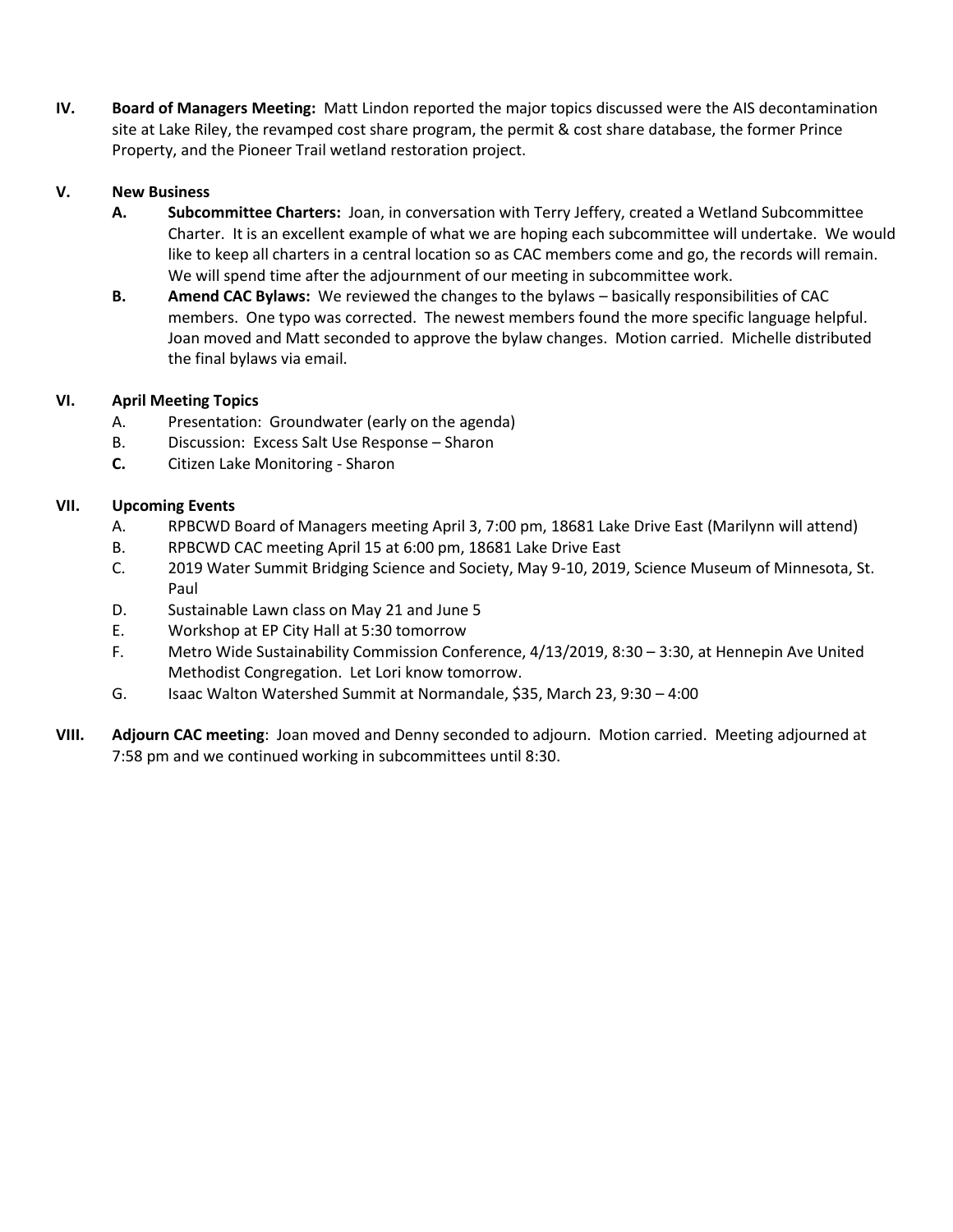**IV. Board of Managers Meeting:** Matt Lindon reported the major topics discussed were the AIS decontamination site at Lake Riley, the revamped cost share program, the permit & cost share database, the former Prince Property, and the Pioneer Trail wetland restoration project.

**V. New Business**

- **A. Subcommittee Charters:** Joan, in conversation with Terry Jeffery, created a Wetland Subcommittee Charter. It is an excellent example of what we are hoping each subcommittee will undertake. We would like to keep all charters in a central location so as CAC members come and go, the records will remain. We will spend time after the adjournment of our meeting in subcommittee work.
- **B. Amend CAC Bylaws:** We reviewed the changes to the bylaws – basically responsibilities of CAC members. One typo was corrected. The newest members found the more specific language helpful. Joan moved and Matt seconded to approve the bylaw changes. Motion carried. Michelle distributed the final bylaws via email.

**VI. April Meeting Topics**

- A. Presentation: Groundwater (early on the agenda)
- B. Discussion: Excess Salt Use Response – Sharon
- **C.** Citizen Lake Monitoring - Sharon

**VII. Upcoming Events**

- A. RPBCWD Board of Managers meeting April 3, 7:00 pm, 18681 Lake Drive East (Marilynn will attend)
- B. RPBCWD CAC meeting April 15 at 6:00 pm, 18681 Lake Drive East
- C. 2019 Water Summit Bridging Science and Society, May 9-10, 2019, Science Museum of Minnesota, St. Paul
- D. Sustainable Lawn class on May 21 and June 5
- E. Workshop at EP City Hall at 5:30 tomorrow
- F. Metro Wide Sustainability Commission Conference, 4/13/2019, 8:30 – 3:30, at Hennepin Ave United Methodist Congregation. Let Lori know tomorrow.
- G. Isaac Walton Watershed Summit at Normandale, $35, March 23, 9:30 – 4:00

**VIII. Adjourn CAC meeting**: Joan moved and Denny seconded to adjourn. Motion carried. Meeting adjourned at 7:58 pm and we continued working in subcommittees until 8:30.